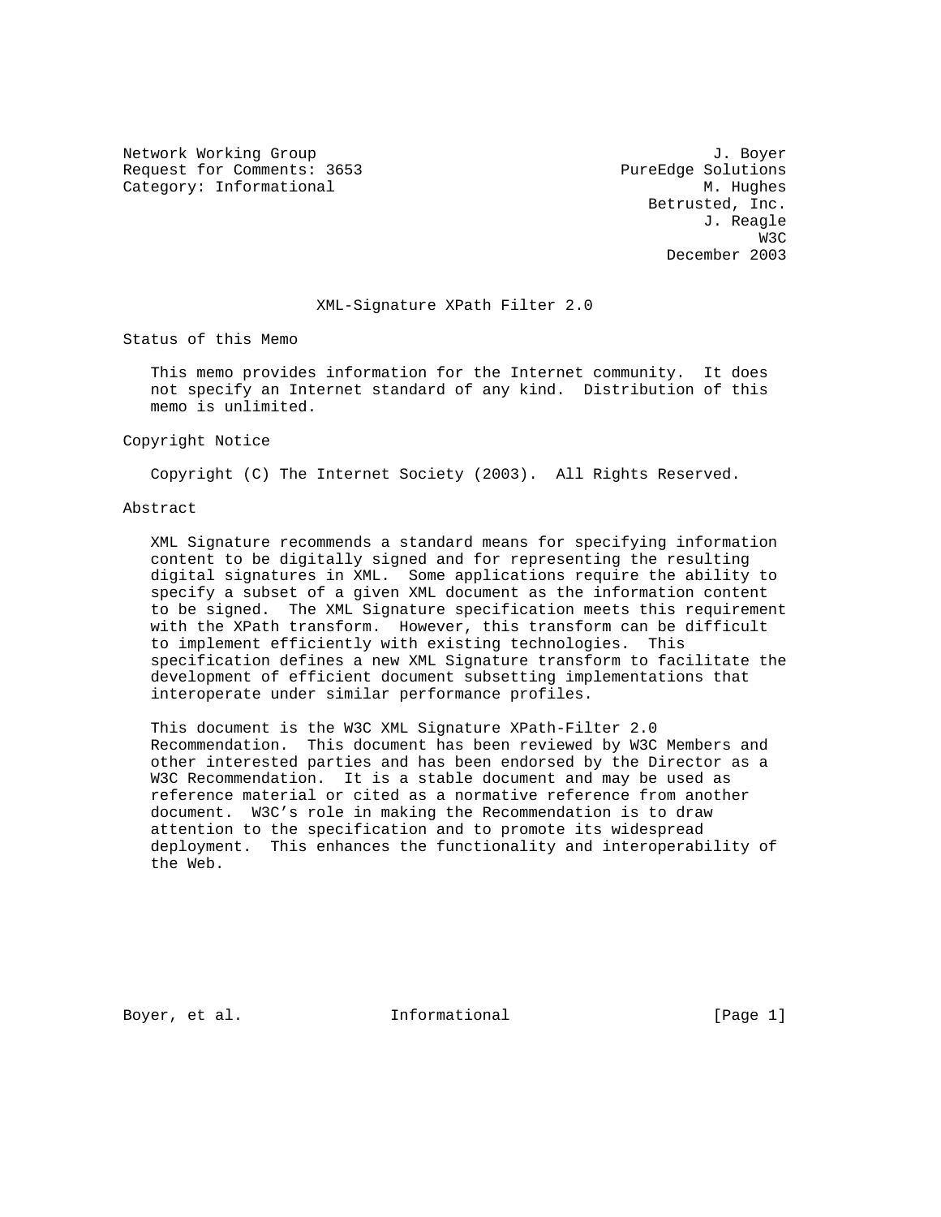Network Working Group J. Boyer
Request for Comments: 3653 PureEdge Solutions
Category: Informational M. Hughes
Betrusted, Inc.
J. Reagle
W3C
December 2003

# XML-Signature XPath Filter 2.0

## Status of this Memo

This memo provides information for the Internet community. It does not specify an Internet standard of any kind. Distribution of this memo is unlimited.

## Copyright Notice

Copyright (C) The Internet Society (2003). All Rights Reserved.

## Abstract

XML Signature recommends a standard means for specifying information content to be digitally signed and for representing the resulting digital signatures in XML. Some applications require the ability to specify a subset of a given XML document as the information content to be signed. The XML Signature specification meets this requirement with the XPath transform. However, this transform can be difficult to implement efficiently with existing technologies. This specification defines a new XML Signature transform to facilitate the development of efficient document subsetting implementations that interoperate under similar performance profiles.

This document is the W3C XML Signature XPath-Filter 2.0 Recommendation. This document has been reviewed by W3C Members and other interested parties and has been endorsed by the Director as a W3C Recommendation. It is a stable document and may be used as reference material or cited as a normative reference from another document. W3C's role in making the Recommendation is to draw attention to the specification and to promote its widespread deployment. This enhances the functionality and interoperability of the Web.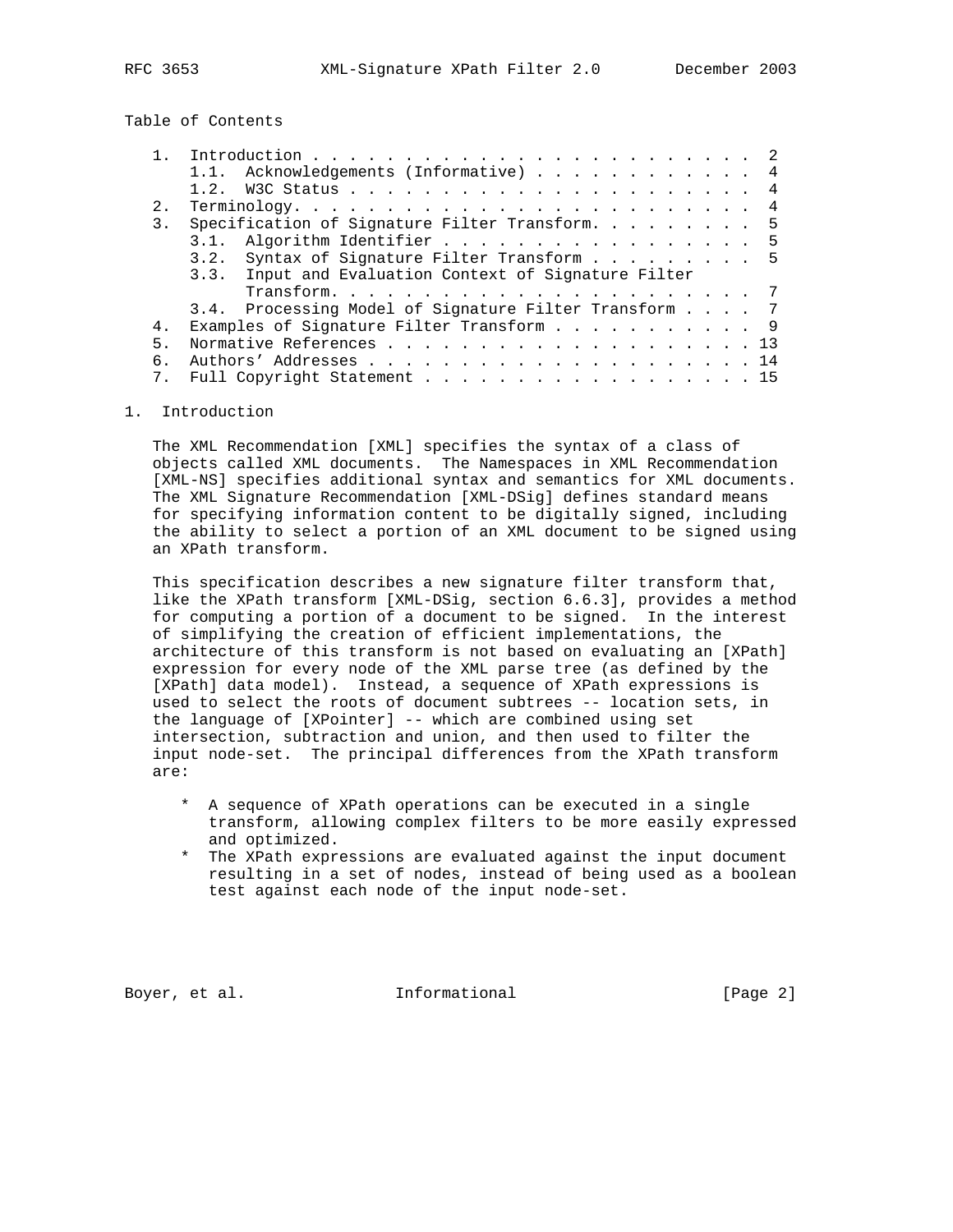## Table of Contents

- 1. Introduction . . . . . . . . . . . . . . . . . . . . . . . . . 2
  - 1.1. Acknowledgements (Informative) . . . . . . . . . . . . 4
  - 1.2. W3C Status . . . . . . . . . . . . . . . . . . . . . . 4
- 2. Terminology. . . . . . . . . . . . . . . . . . . . . . . . . 4
- 3. Specification of Signature Filter Transform. . . . . . . . . 5
  - 3.1. Algorithm Identifier . . . . . . . . . . . . . . . . . 5
  - 3.2. Syntax of Signature Filter Transform . . . . . . . . . 5
  - 3.3. Input and Evaluation Context of Signature Filter Transform. . . . . . . . . . . . . . . . . . . . . . . 7
  - 3.4. Processing Model of Signature Filter Transform . . . . 7
- 4. Examples of Signature Filter Transform . . . . . . . . . . . 9
- 5. Normative References . . . . . . . . . . . . . . . . . . . . 13
- 6. Authors' Addresses . . . . . . . . . . . . . . . . . . . . . 14
- 7. Full Copyright Statement . . . . . . . . . . . . . . . . . . 15

## 1. Introduction

The XML Recommendation [XML] specifies the syntax of a class of objects called XML documents. The Namespaces in XML Recommendation [XML-NS] specifies additional syntax and semantics for XML documents. The XML Signature Recommendation [XML-DSig] defines standard means for specifying information content to be digitally signed, including the ability to select a portion of an XML document to be signed using an XPath transform.

This specification describes a new signature filter transform that, like the XPath transform [XML-DSig, section 6.6.3], provides a method for computing a portion of a document to be signed. In the interest of simplifying the creation of efficient implementations, the architecture of this transform is not based on evaluating an [XPath] expression for every node of the XML parse tree (as defined by the [XPath] data model). Instead, a sequence of XPath expressions is used to select the roots of document subtrees -- location sets, in the language of [XPointer] -- which are combined using set intersection, subtraction and union, and then used to filter the input node-set. The principal differences from the XPath transform are:

* A sequence of XPath operations can be executed in a single transform, allowing complex filters to be more easily expressed and optimized.
* The XPath expressions are evaluated against the input document resulting in a set of nodes, instead of being used as a boolean test against each node of the input node-set.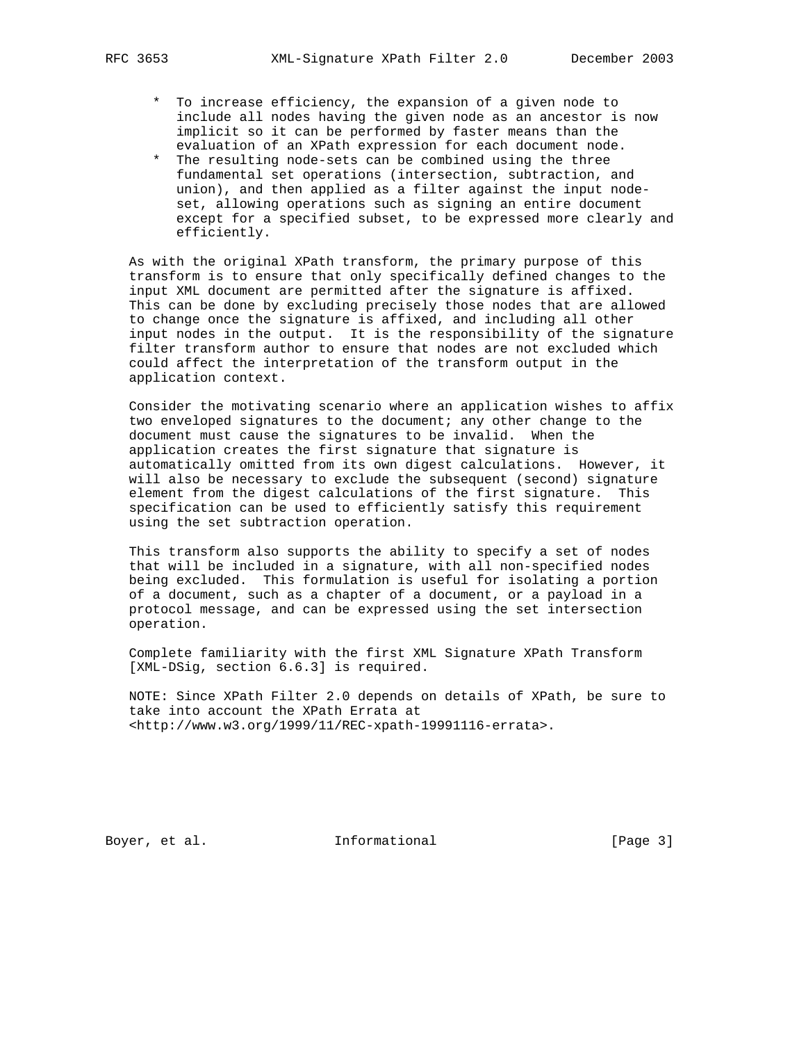* To increase efficiency, the expansion of a given node to include all nodes having the given node as an ancestor is now implicit so it can be performed by faster means than the evaluation of an XPath expression for each document node.
* The resulting node-sets can be combined using the three fundamental set operations (intersection, subtraction, and union), and then applied as a filter against the input node-set, allowing operations such as signing an entire document except for a specified subset, to be expressed more clearly and efficiently.

As with the original XPath transform, the primary purpose of this transform is to ensure that only specifically defined changes to the input XML document are permitted after the signature is affixed. This can be done by excluding precisely those nodes that are allowed to change once the signature is affixed, and including all other input nodes in the output. It is the responsibility of the signature filter transform author to ensure that nodes are not excluded which could affect the interpretation of the transform output in the application context.

Consider the motivating scenario where an application wishes to affix two enveloped signatures to the document; any other change to the document must cause the signatures to be invalid. When the application creates the first signature that signature is automatically omitted from its own digest calculations. However, it will also be necessary to exclude the subsequent (second) signature element from the digest calculations of the first signature. This specification can be used to efficiently satisfy this requirement using the set subtraction operation.

This transform also supports the ability to specify a set of nodes that will be included in a signature, with all non-specified nodes being excluded. This formulation is useful for isolating a portion of a document, such as a chapter of a document, or a payload in a protocol message, and can be expressed using the set intersection operation.

Complete familiarity with the first XML Signature XPath Transform [XML-DSig, section 6.6.3] is required.

NOTE: Since XPath Filter 2.0 depends on details of XPath, be sure to take into account the XPath Errata at <http://www.w3.org/1999/11/REC-xpath-19991116-errata>.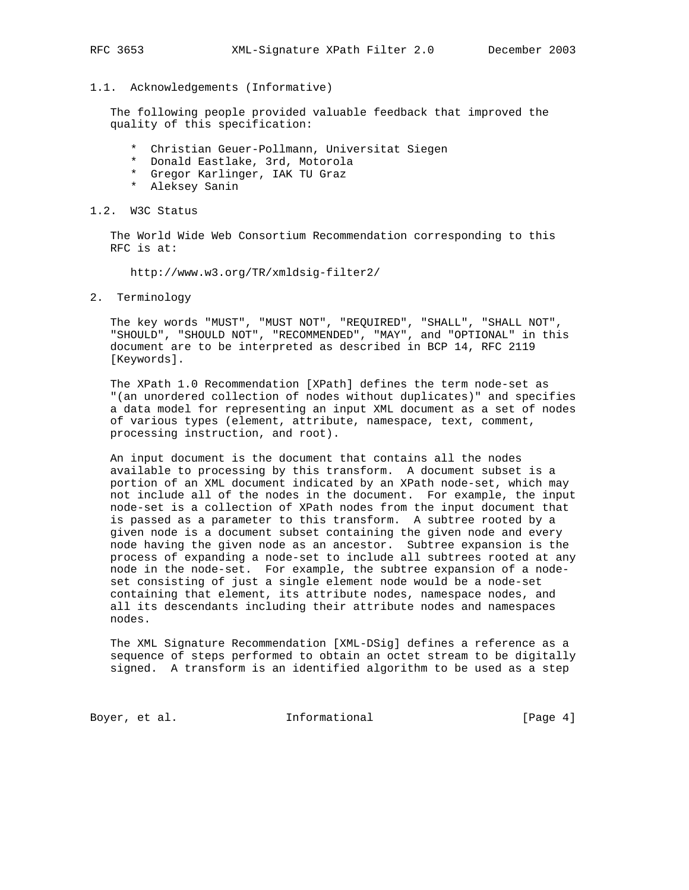### 1.1. Acknowledgements (Informative)

The following people provided valuable feedback that improved the quality of this specification:

* Christian Geuer-Pollmann, Universitat Siegen
* Donald Eastlake, 3rd, Motorola
* Gregor Karlinger, IAK TU Graz
* Aleksey Sanin

### 1.2. W3C Status

The World Wide Web Consortium Recommendation corresponding to this RFC is at:

http://www.w3.org/TR/xmldsig-filter2/

## 2. Terminology

The key words "MUST", "MUST NOT", "REQUIRED", "SHALL", "SHALL NOT", "SHOULD", "SHOULD NOT", "RECOMMENDED", "MAY", and "OPTIONAL" in this document are to be interpreted as described in BCP 14, RFC 2119 [Keywords].

The XPath 1.0 Recommendation [XPath] defines the term node-set as "(an unordered collection of nodes without duplicates)" and specifies a data model for representing an input XML document as a set of nodes of various types (element, attribute, namespace, text, comment, processing instruction, and root).

An input document is the document that contains all the nodes available to processing by this transform. A document subset is a portion of an XML document indicated by an XPath node-set, which may not include all of the nodes in the document. For example, the input node-set is a collection of XPath nodes from the input document that is passed as a parameter to this transform. A subtree rooted by a given node is a document subset containing the given node and every node having the given node as an ancestor. Subtree expansion is the process of expanding a node-set to include all subtrees rooted at any node in the node-set. For example, the subtree expansion of a node-set consisting of just a single element node would be a node-set containing that element, its attribute nodes, namespace nodes, and all its descendants including their attribute nodes and namespaces nodes.

The XML Signature Recommendation [XML-DSig] defines a reference as a sequence of steps performed to obtain an octet stream to be digitally signed. A transform is an identified algorithm to be used as a step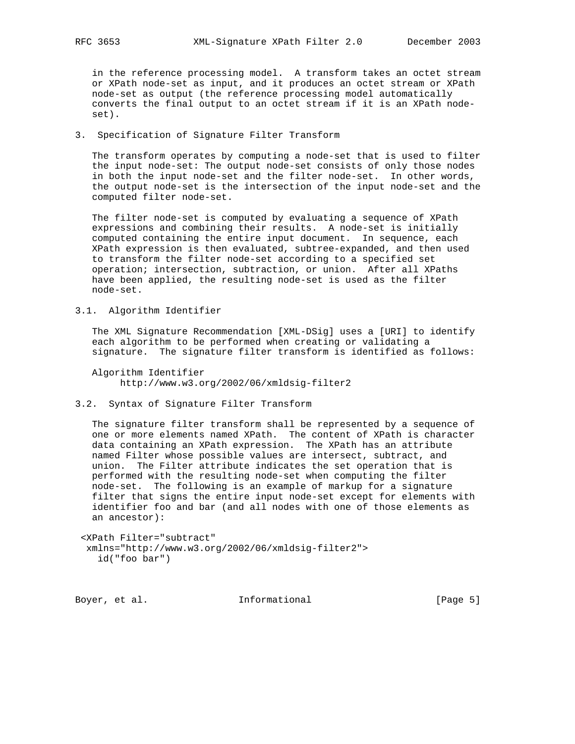in the reference processing model. A transform takes an octet stream or XPath node-set as input, and it produces an octet stream or XPath node-set as output (the reference processing model automatically converts the final output to an octet stream if it is an XPath node-set).

## 3. Specification of Signature Filter Transform

The transform operates by computing a node-set that is used to filter the input node-set: The output node-set consists of only those nodes in both the input node-set and the filter node-set. In other words, the output node-set is the intersection of the input node-set and the computed filter node-set.

The filter node-set is computed by evaluating a sequence of XPath expressions and combining their results. A node-set is initially computed containing the entire input document. In sequence, each XPath expression is then evaluated, subtree-expanded, and then used to transform the filter node-set according to a specified set operation; intersection, subtraction, or union. After all XPaths have been applied, the resulting node-set is used as the filter node-set.

### 3.1. Algorithm Identifier

The XML Signature Recommendation [XML-DSig] uses a [URI] to identify each algorithm to be performed when creating or validating a signature. The signature filter transform is identified as follows:

Algorithm Identifier
    http://www.w3.org/2002/06/xmldsig-filter2

### 3.2. Syntax of Signature Filter Transform

The signature filter transform shall be represented by a sequence of one or more elements named XPath. The content of XPath is character data containing an XPath expression. The XPath has an attribute named Filter whose possible values are intersect, subtract, and union. The Filter attribute indicates the set operation that is performed with the resulting node-set when computing the filter node-set. The following is an example of markup for a signature filter that signs the entire input node-set except for elements with identifier foo and bar (and all nodes with one of those elements as an ancestor):

```
<XPath Filter="subtract"
 xmlns="http://www.w3.org/2002/06/xmldsig-filter2">
   id("foo bar")
```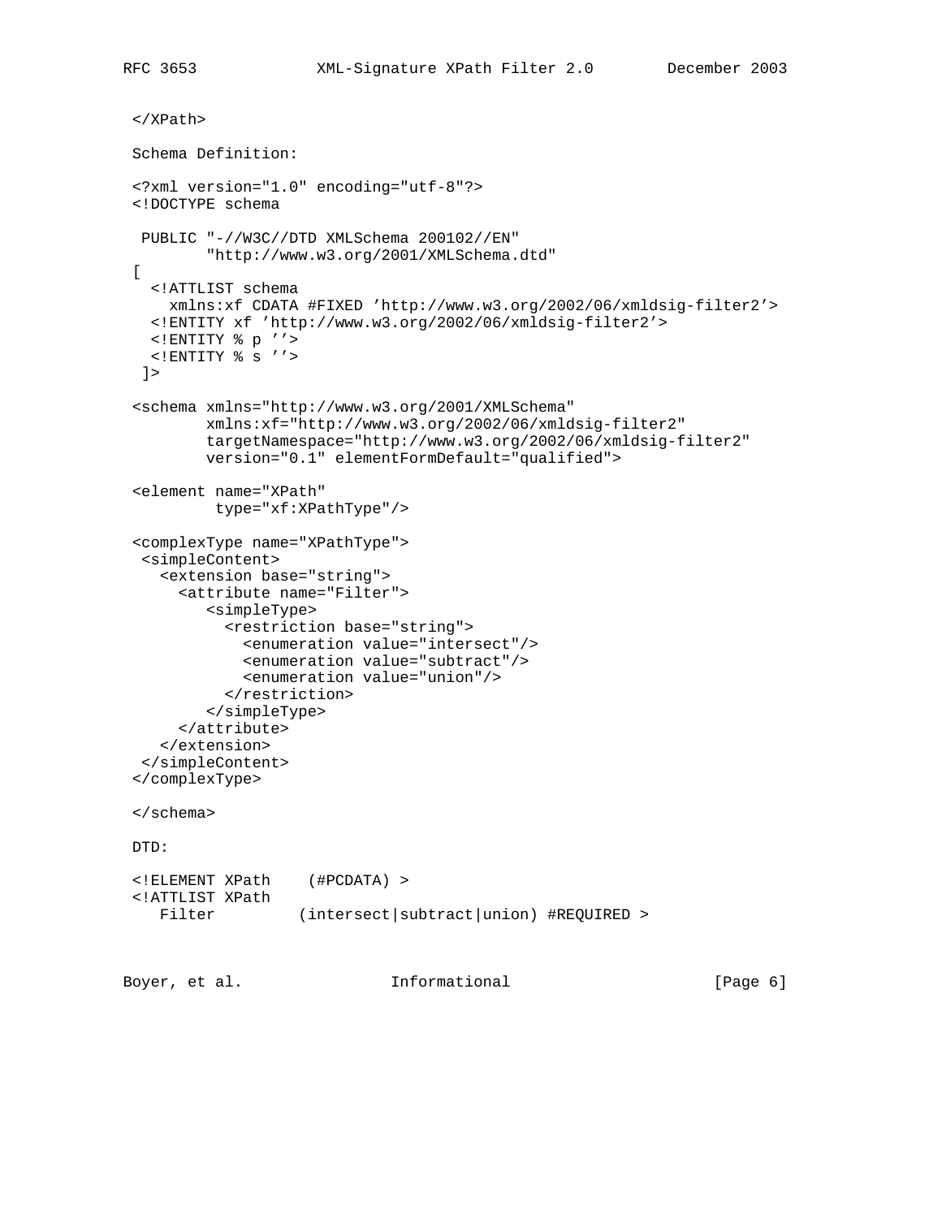```
</XPath>
```

Schema Definition:

```
<?xml version="1.0" encoding="utf-8"?>
<!DOCTYPE schema

 PUBLIC "-//W3C//DTD XMLSchema 200102//EN"
        "http://www.w3.org/2001/XMLSchema.dtd"
[
  <!ATTLIST schema
    xmlns:xf CDATA #FIXED 'http://www.w3.org/2002/06/xmldsig-filter2'>
  <!ENTITY xf 'http://www.w3.org/2002/06/xmldsig-filter2'>
  <!ENTITY % p ''>
  <!ENTITY % s ''>
 ]>

<schema xmlns="http://www.w3.org/2001/XMLSchema"
        xmlns:xf="http://www.w3.org/2002/06/xmldsig-filter2"
        targetNamespace="http://www.w3.org/2002/06/xmldsig-filter2"
        version="0.1" elementFormDefault="qualified">

<element name="XPath"
         type="xf:XPathType"/>

<complexType name="XPathType">
 <simpleContent>
   <extension base="string">
     <attribute name="Filter">
        <simpleType>
          <restriction base="string">
            <enumeration value="intersect"/>
            <enumeration value="subtract"/>
            <enumeration value="union"/>
          </restriction>
        </simpleType>
     </attribute>
   </extension>
 </simpleContent>
</complexType>

</schema>
```

DTD:

```
<!ELEMENT XPath    (#PCDATA) >
<!ATTLIST XPath
   Filter         (intersect|subtract|union) #REQUIRED >
```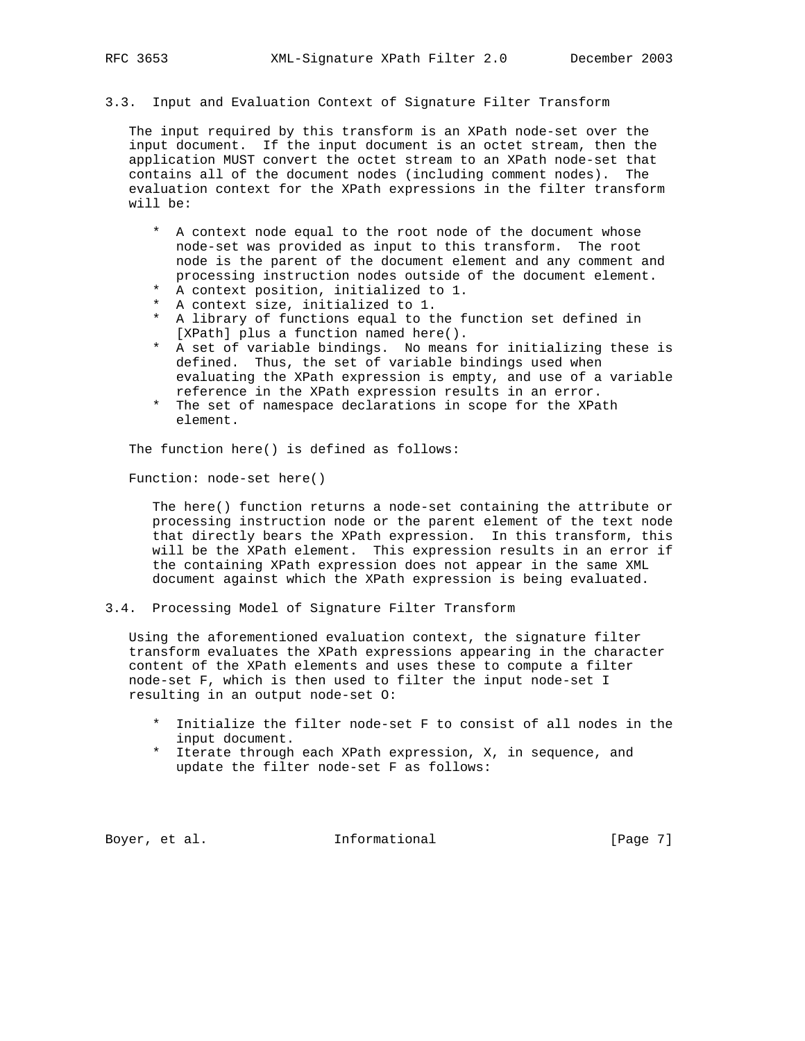### 3.3. Input and Evaluation Context of Signature Filter Transform

The input required by this transform is an XPath node-set over the input document. If the input document is an octet stream, then the application MUST convert the octet stream to an XPath node-set that contains all of the document nodes (including comment nodes). The evaluation context for the XPath expressions in the filter transform will be:

* A context node equal to the root node of the document whose node-set was provided as input to this transform. The root node is the parent of the document element and any comment and processing instruction nodes outside of the document element.
* A context position, initialized to 1.
* A context size, initialized to 1.
* A library of functions equal to the function set defined in [XPath] plus a function named here().
* A set of variable bindings. No means for initializing these is defined. Thus, the set of variable bindings used when evaluating the XPath expression is empty, and use of a variable reference in the XPath expression results in an error.
* The set of namespace declarations in scope for the XPath element.

The function here() is defined as follows:

Function: node-set here()

The here() function returns a node-set containing the attribute or processing instruction node or the parent element of the text node that directly bears the XPath expression. In this transform, this will be the XPath element. This expression results in an error if the containing XPath expression does not appear in the same XML document against which the XPath expression is being evaluated.

### 3.4. Processing Model of Signature Filter Transform

Using the aforementioned evaluation context, the signature filter transform evaluates the XPath expressions appearing in the character content of the XPath elements and uses these to compute a filter node-set F, which is then used to filter the input node-set I resulting in an output node-set O:

* Initialize the filter node-set F to consist of all nodes in the input document.
* Iterate through each XPath expression, X, in sequence, and update the filter node-set F as follows: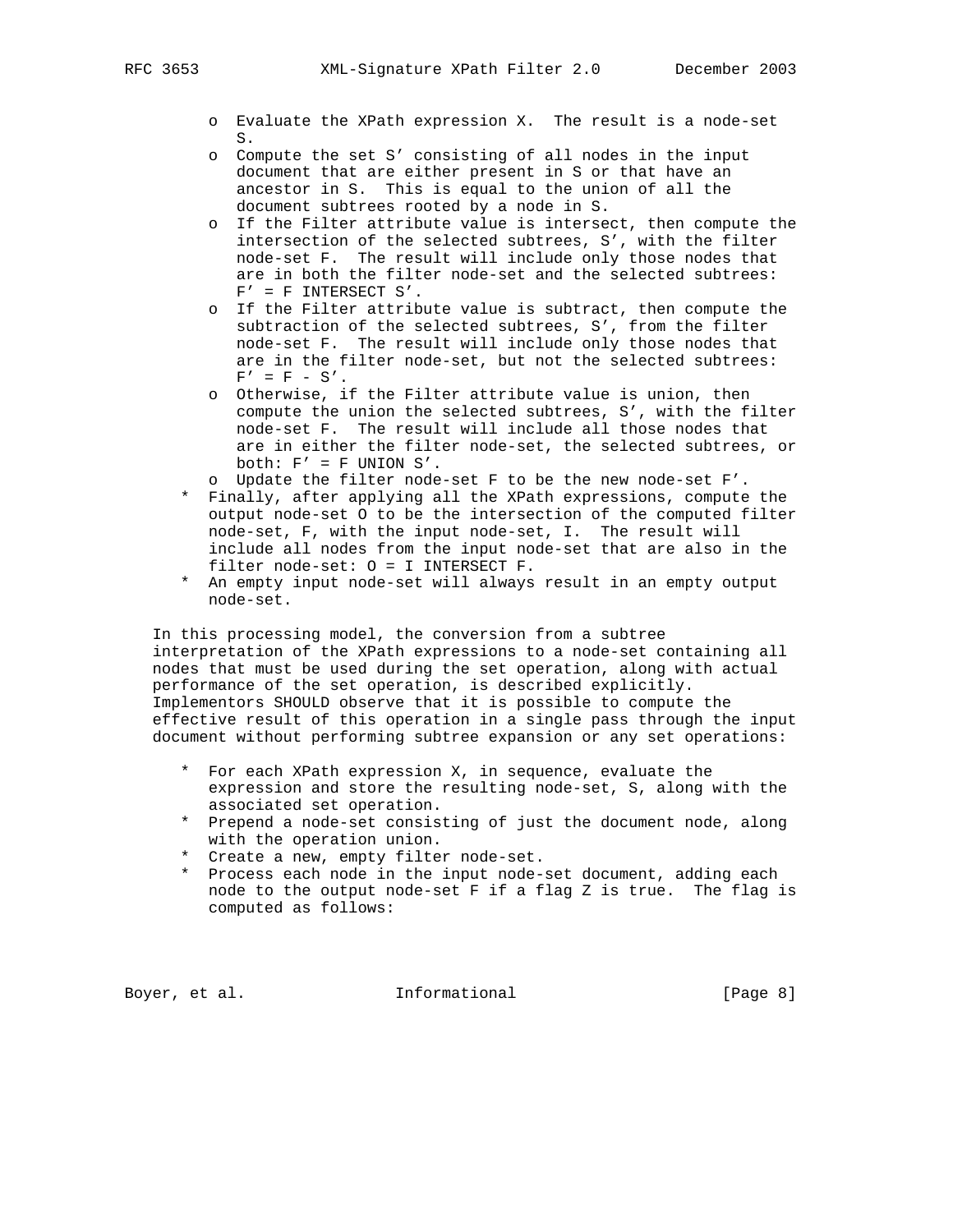- Evaluate the XPath expression X. The result is a node-set S.
- Compute the set S′ consisting of all nodes in the input document that are either present in S or that have an ancestor in S. This is equal to the union of all the document subtrees rooted by a node in S.
- If the Filter attribute value is intersect, then compute the intersection of the selected subtrees, S′, with the filter node-set F. The result will include only those nodes that are in both the filter node-set and the selected subtrees: F′ = F INTERSECT S′.
- If the Filter attribute value is subtract, then compute the subtraction of the selected subtrees, S′, from the filter node-set F. The result will include only those nodes that are in the filter node-set, but not the selected subtrees: F′ = F - S′.
- Otherwise, if the Filter attribute value is union, then compute the union the selected subtrees, S′, with the filter node-set F. The result will include all those nodes that are in either the filter node-set, the selected subtrees, or both: F′ = F UNION S′.
- Update the filter node-set F to be the new node-set F′.

* Finally, after applying all the XPath expressions, compute the output node-set O to be the intersection of the computed filter node-set, F, with the input node-set, I. The result will include all nodes from the input node-set that are also in the filter node-set: O = I INTERSECT F.
* An empty input node-set will always result in an empty output node-set.

In this processing model, the conversion from a subtree interpretation of the XPath expressions to a node-set containing all nodes that must be used during the set operation, along with actual performance of the set operation, is described explicitly. Implementors SHOULD observe that it is possible to compute the effective result of this operation in a single pass through the input document without performing subtree expansion or any set operations:

* For each XPath expression X, in sequence, evaluate the expression and store the resulting node-set, S, along with the associated set operation.
* Prepend a node-set consisting of just the document node, along with the operation union.
* Create a new, empty filter node-set.
* Process each node in the input node-set document, adding each node to the output node-set F if a flag Z is true. The flag is computed as follows: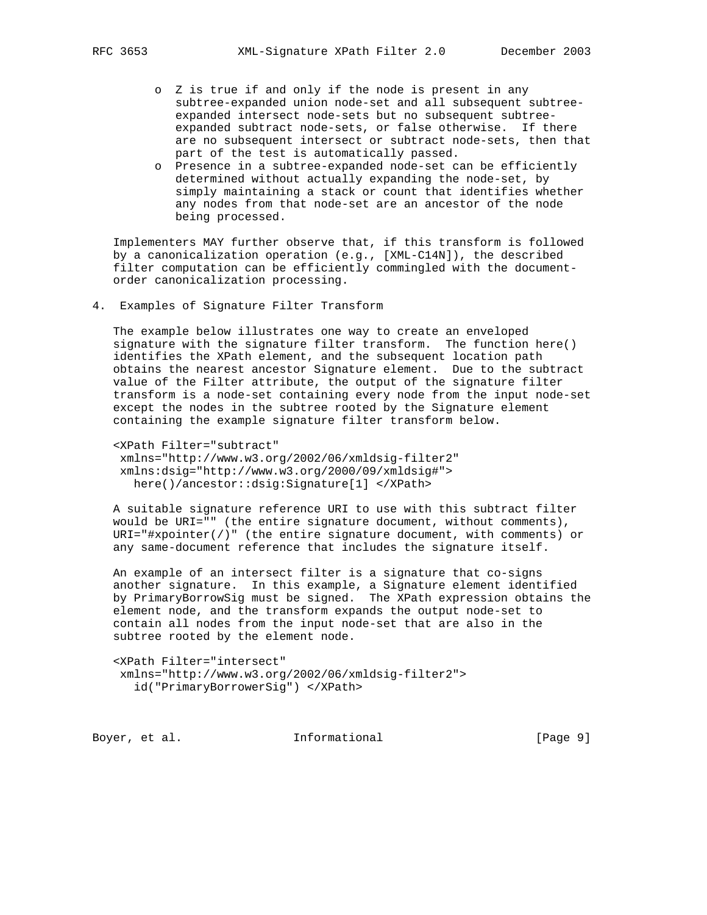- Z is true if and only if the node is present in any subtree-expanded union node-set and all subsequent subtree-expanded intersect node-sets but no subsequent subtree-expanded subtract node-sets, or false otherwise. If there are no subsequent intersect or subtract node-sets, then that part of the test is automatically passed.
- Presence in a subtree-expanded node-set can be efficiently determined without actually expanding the node-set, by simply maintaining a stack or count that identifies whether any nodes from that node-set are an ancestor of the node being processed.

Implementers MAY further observe that, if this transform is followed by a canonicalization operation (e.g., [XML-C14N]), the described filter computation can be efficiently commingled with the document-order canonicalization processing.

## 4. Examples of Signature Filter Transform

The example below illustrates one way to create an enveloped signature with the signature filter transform. The function here() identifies the XPath element, and the subsequent location path obtains the nearest ancestor Signature element. Due to the subtract value of the Filter attribute, the output of the signature filter transform is a node-set containing every node from the input node-set except the nodes in the subtree rooted by the Signature element containing the example signature filter transform below.

```
<XPath Filter="subtract"
 xmlns="http://www.w3.org/2002/06/xmldsig-filter2"
 xmlns:dsig="http://www.w3.org/2000/09/xmldsig#">
   here()/ancestor::dsig:Signature[1] </XPath>
```

A suitable signature reference URI to use with this subtract filter would be URI="" (the entire signature document, without comments), URI="#xpointer(/)" (the entire signature document, with comments) or any same-document reference that includes the signature itself.

An example of an intersect filter is a signature that co-signs another signature. In this example, a Signature element identified by PrimaryBorrowSig must be signed. The XPath expression obtains the element node, and the transform expands the output node-set to contain all nodes from the input node-set that are also in the subtree rooted by the element node.

```
<XPath Filter="intersect"
 xmlns="http://www.w3.org/2002/06/xmldsig-filter2">
   id("PrimaryBorrowerSig") </XPath>
```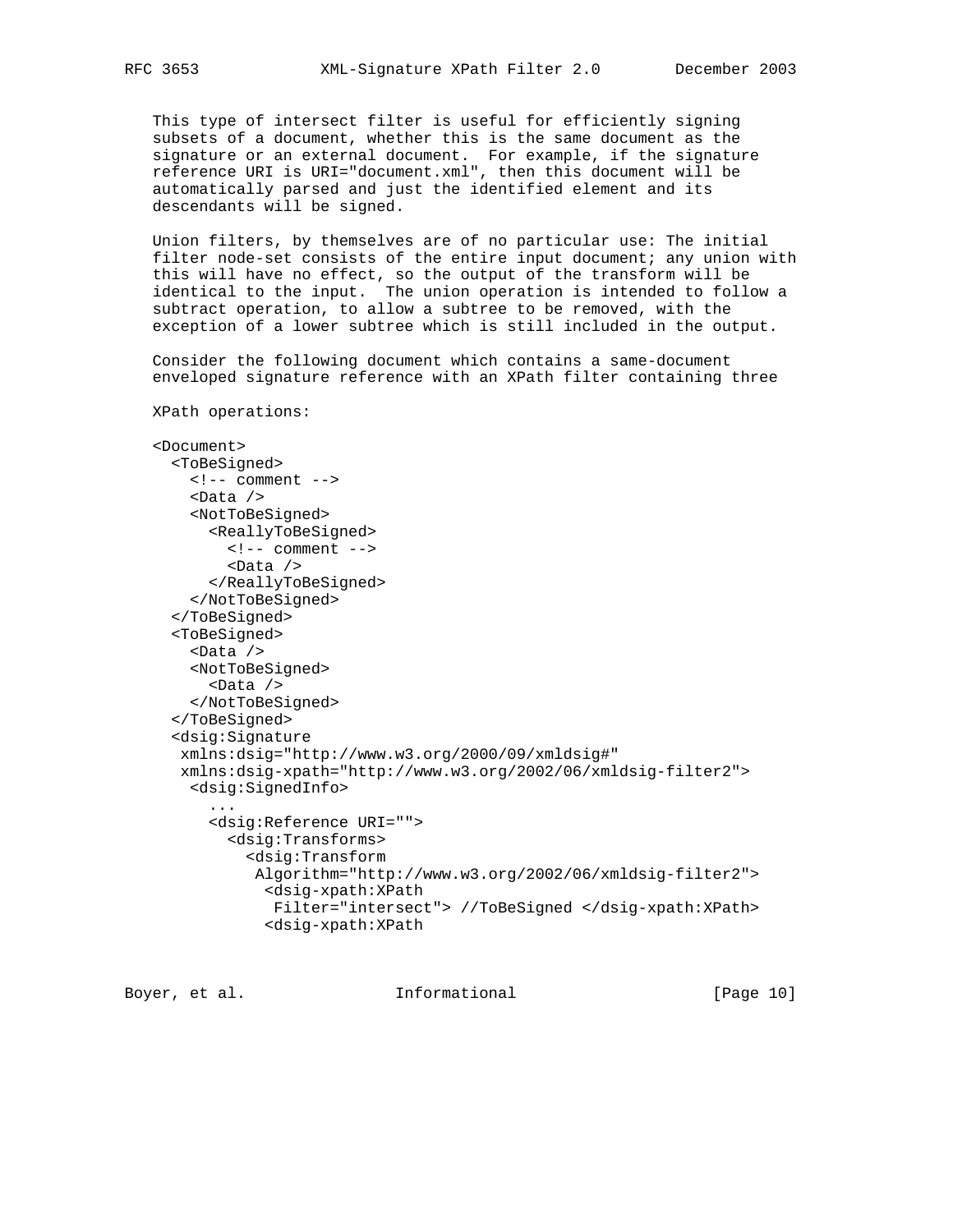This type of intersect filter is useful for efficiently signing subsets of a document, whether this is the same document as the signature or an external document. For example, if the signature reference URI is URI="document.xml", then this document will be automatically parsed and just the identified element and its descendants will be signed.

Union filters, by themselves are of no particular use: The initial filter node-set consists of the entire input document; any union with this will have no effect, so the output of the transform will be identical to the input. The union operation is intended to follow a subtract operation, to allow a subtree to be removed, with the exception of a lower subtree which is still included in the output.

Consider the following document which contains a same-document enveloped signature reference with an XPath filter containing three

XPath operations:

```
<Document>
  <ToBeSigned>
    <!-- comment -->
    <Data />
    <NotToBeSigned>
      <ReallyToBeSigned>
        <!-- comment -->
        <Data />
      </ReallyToBeSigned>
    </NotToBeSigned>
  </ToBeSigned>
  <ToBeSigned>
    <Data />
    <NotToBeSigned>
      <Data />
    </NotToBeSigned>
  </ToBeSigned>
  <dsig:Signature
   xmlns:dsig="http://www.w3.org/2000/09/xmldsig#"
   xmlns:dsig-xpath="http://www.w3.org/2002/06/xmldsig-filter2">
    <dsig:SignedInfo>
      ...
      <dsig:Reference URI="">
        <dsig:Transforms>
          <dsig:Transform
           Algorithm="http://www.w3.org/2002/06/xmldsig-filter2">
            <dsig-xpath:XPath
             Filter="intersect"> //ToBeSigned </dsig-xpath:XPath>
            <dsig-xpath:XPath
```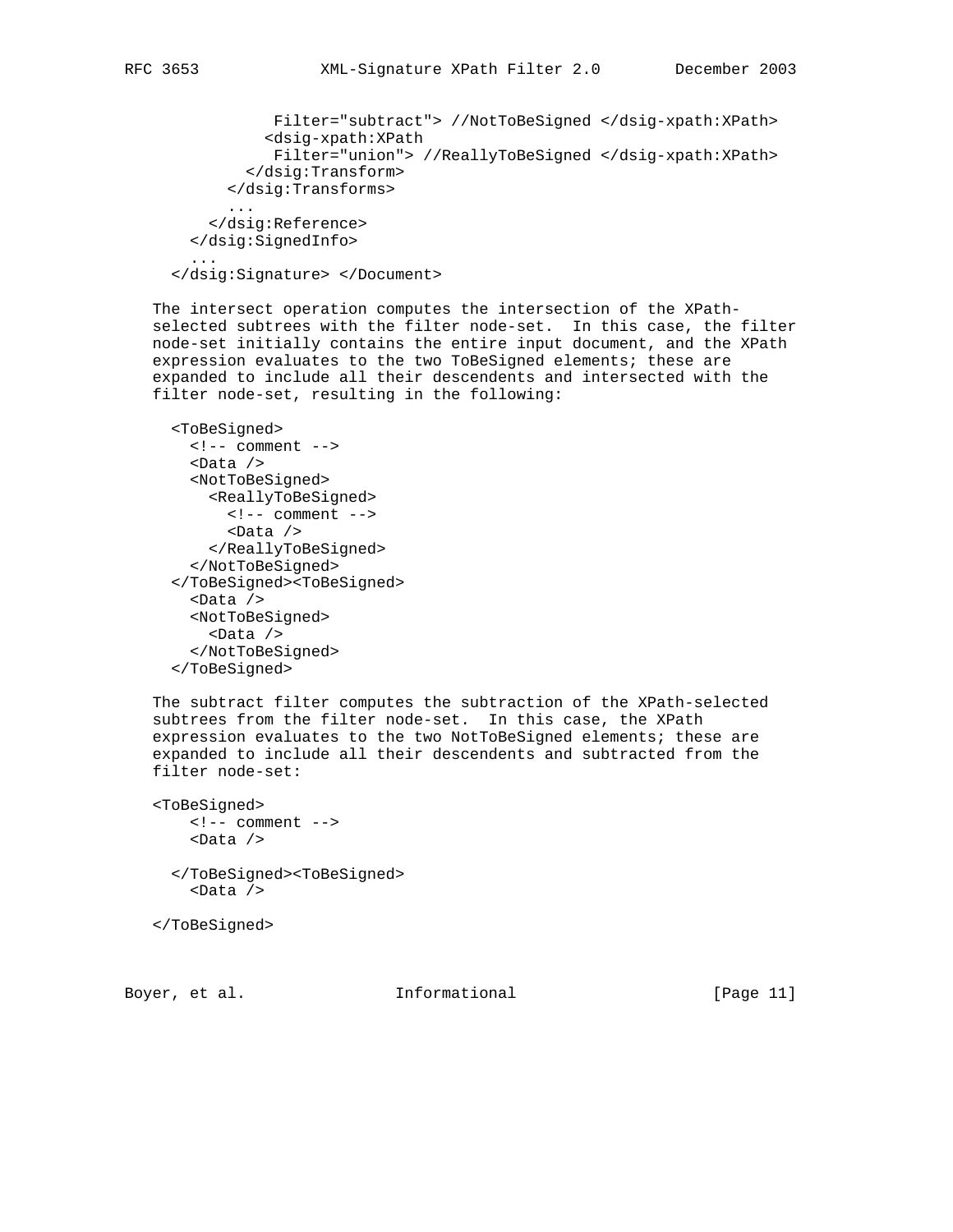```
             Filter="subtract"> //NotToBeSigned </dsig-xpath:XPath>
            <dsig-xpath:XPath
             Filter="union"> //ReallyToBeSigned </dsig-xpath:XPath>
          </dsig:Transform>
        </dsig:Transforms>
        ...
      </dsig:Reference>
    </dsig:SignedInfo>
    ...
  </dsig:Signature> </Document>
```

The intersect operation computes the intersection of the XPath-selected subtrees with the filter node-set. In this case, the filter node-set initially contains the entire input document, and the XPath expression evaluates to the two ToBeSigned elements; these are expanded to include all their descendents and intersected with the filter node-set, resulting in the following:

```
  <ToBeSigned>
    <!-- comment -->
    <Data />
    <NotToBeSigned>
      <ReallyToBeSigned>
        <!-- comment -->
        <Data />
      </ReallyToBeSigned>
    </NotToBeSigned>
  </ToBeSigned><ToBeSigned>
    <Data />
    <NotToBeSigned>
      <Data />
    </NotToBeSigned>
  </ToBeSigned>
```

The subtract filter computes the subtraction of the XPath-selected subtrees from the filter node-set. In this case, the XPath expression evaluates to the two NotToBeSigned elements; these are expanded to include all their descendents and subtracted from the filter node-set:

```
<ToBeSigned>
    <!-- comment -->
    <Data />

  </ToBeSigned><ToBeSigned>
    <Data />

</ToBeSigned>
```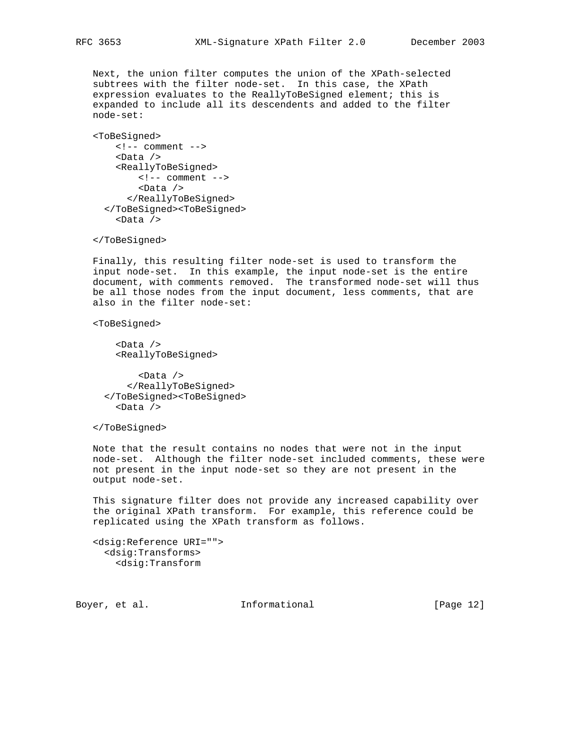Next, the union filter computes the union of the XPath-selected subtrees with the filter node-set. In this case, the XPath expression evaluates to the ReallyToBeSigned element; this is expanded to include all its descendents and added to the filter node-set:

```
<ToBeSigned>
    <!-- comment -->
    <Data />
    <ReallyToBeSigned>
        <!-- comment -->
        <Data />
      </ReallyToBeSigned>
  </ToBeSigned><ToBeSigned>
    <Data />

</ToBeSigned>
```

Finally, this resulting filter node-set is used to transform the input node-set. In this example, the input node-set is the entire document, with comments removed. The transformed node-set will thus be all those nodes from the input document, less comments, that are also in the filter node-set:

```
<ToBeSigned>

    <Data />
    <ReallyToBeSigned>

        <Data />
      </ReallyToBeSigned>
  </ToBeSigned><ToBeSigned>
    <Data />

</ToBeSigned>
```

Note that the result contains no nodes that were not in the input node-set. Although the filter node-set included comments, these were not present in the input node-set so they are not present in the output node-set.

This signature filter does not provide any increased capability over the original XPath transform. For example, this reference could be replicated using the XPath transform as follows.

```
<dsig:Reference URI="">
  <dsig:Transforms>
    <dsig:Transform
```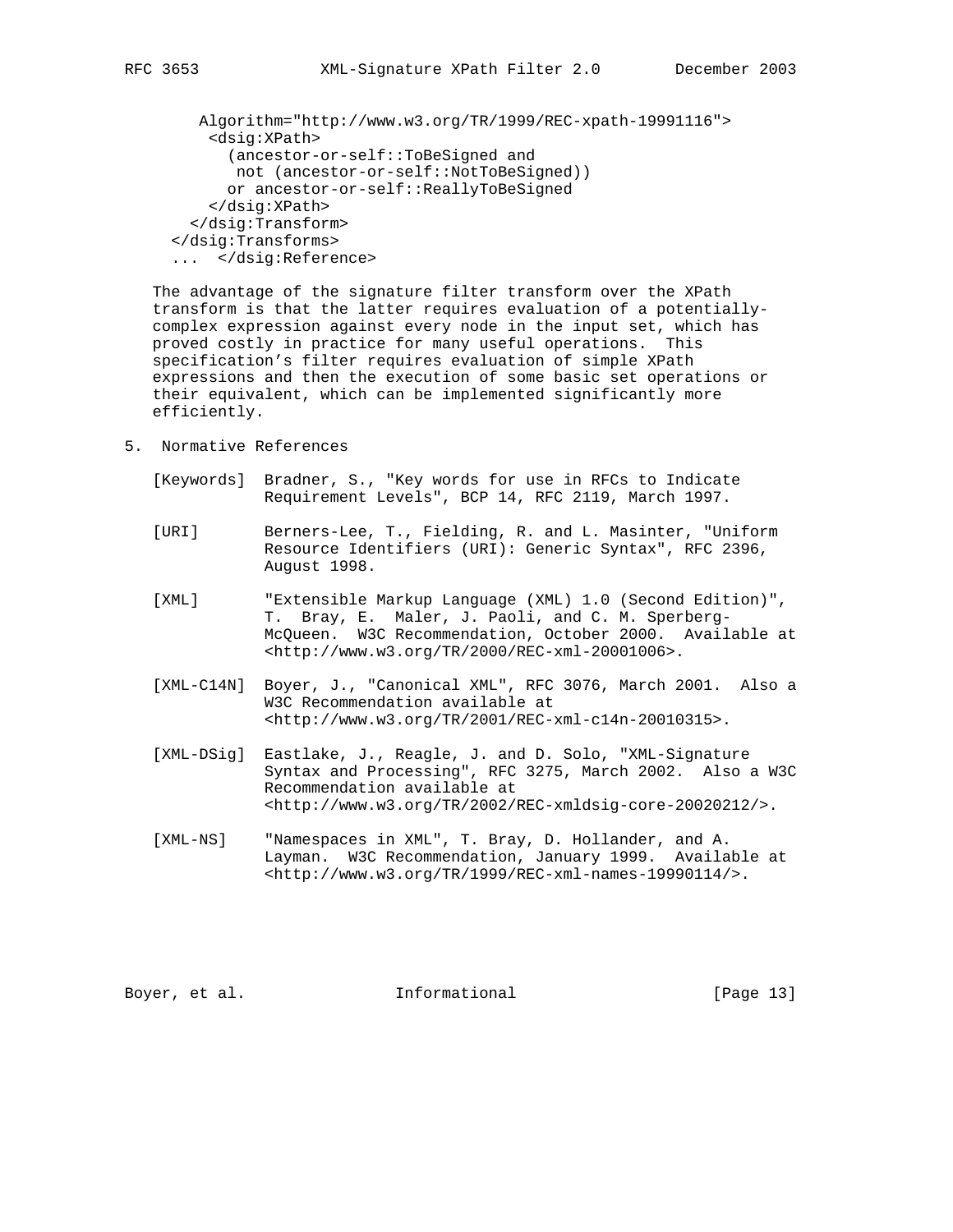```
    Algorithm="http://www.w3.org/TR/1999/REC-xpath-19991116">
     <dsig:XPath>
       (ancestor-or-self::ToBeSigned and
        not (ancestor-or-self::NotToBeSigned))
       or ancestor-or-self::ReallyToBeSigned
     </dsig:XPath>
   </dsig:Transform>
 </dsig:Transforms>
 ...  </dsig:Reference>
```

The advantage of the signature filter transform over the XPath transform is that the latter requires evaluation of a potentially-complex expression against every node in the input set, which has proved costly in practice for many useful operations. This specification's filter requires evaluation of simple XPath expressions and then the execution of some basic set operations or their equivalent, which can be implemented significantly more efficiently.

## 5. Normative References

[Keywords] Bradner, S., "Key words for use in RFCs to Indicate Requirement Levels", BCP 14, RFC 2119, March 1997.

[URI] Berners-Lee, T., Fielding, R. and L. Masinter, "Uniform Resource Identifiers (URI): Generic Syntax", RFC 2396, August 1998.

[XML] "Extensible Markup Language (XML) 1.0 (Second Edition)", T. Bray, E. Maler, J. Paoli, and C. M. Sperberg-McQueen. W3C Recommendation, October 2000. Available at <http://www.w3.org/TR/2000/REC-xml-20001006>.

[XML-C14N] Boyer, J., "Canonical XML", RFC 3076, March 2001. Also a W3C Recommendation available at <http://www.w3.org/TR/2001/REC-xml-c14n-20010315>.

[XML-DSig] Eastlake, J., Reagle, J. and D. Solo, "XML-Signature Syntax and Processing", RFC 3275, March 2002. Also a W3C Recommendation available at <http://www.w3.org/TR/2002/REC-xmldsig-core-20020212/>.

[XML-NS] "Namespaces in XML", T. Bray, D. Hollander, and A. Layman. W3C Recommendation, January 1999. Available at <http://www.w3.org/TR/1999/REC-xml-names-19990114/>.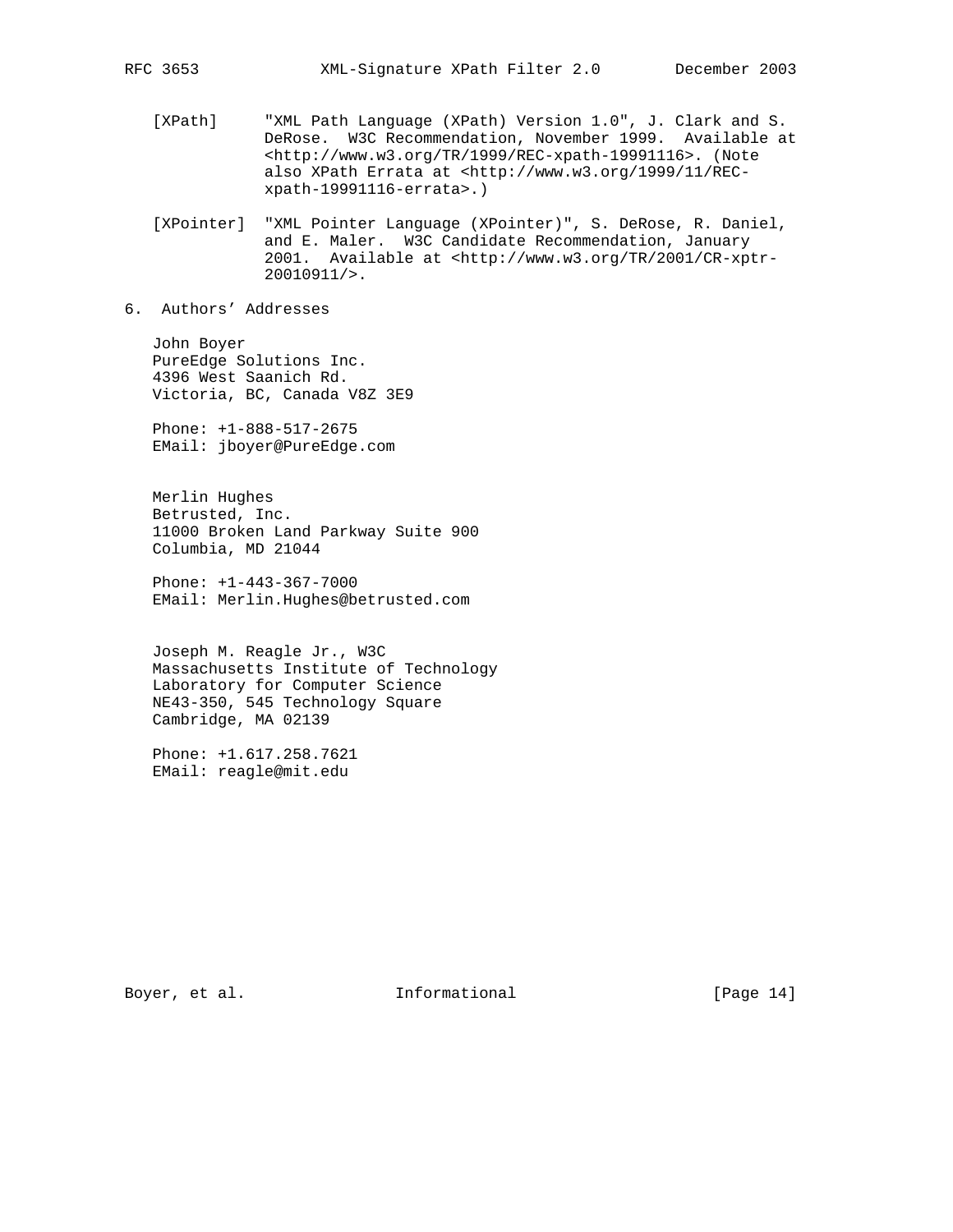[XPath] "XML Path Language (XPath) Version 1.0", J. Clark and S. DeRose. W3C Recommendation, November 1999. Available at <http://www.w3.org/TR/1999/REC-xpath-19991116>. (Note also XPath Errata at <http://www.w3.org/1999/11/REC-xpath-19991116-errata>.)

[XPointer] "XML Pointer Language (XPointer)", S. DeRose, R. Daniel, and E. Maler. W3C Candidate Recommendation, January 2001. Available at <http://www.w3.org/TR/2001/CR-xptr-20010911/>.

## 6. Authors' Addresses

John Boyer
PureEdge Solutions Inc.
4396 West Saanich Rd.
Victoria, BC, Canada V8Z 3E9

Phone: +1-888-517-2675
EMail: jboyer@PureEdge.com

Merlin Hughes
Betrusted, Inc.
11000 Broken Land Parkway Suite 900
Columbia, MD 21044

Phone: +1-443-367-7000
EMail: Merlin.Hughes@betrusted.com

Joseph M. Reagle Jr., W3C
Massachusetts Institute of Technology
Laboratory for Computer Science
NE43-350, 545 Technology Square
Cambridge, MA 02139

Phone: +1.617.258.7621
EMail: reagle@mit.edu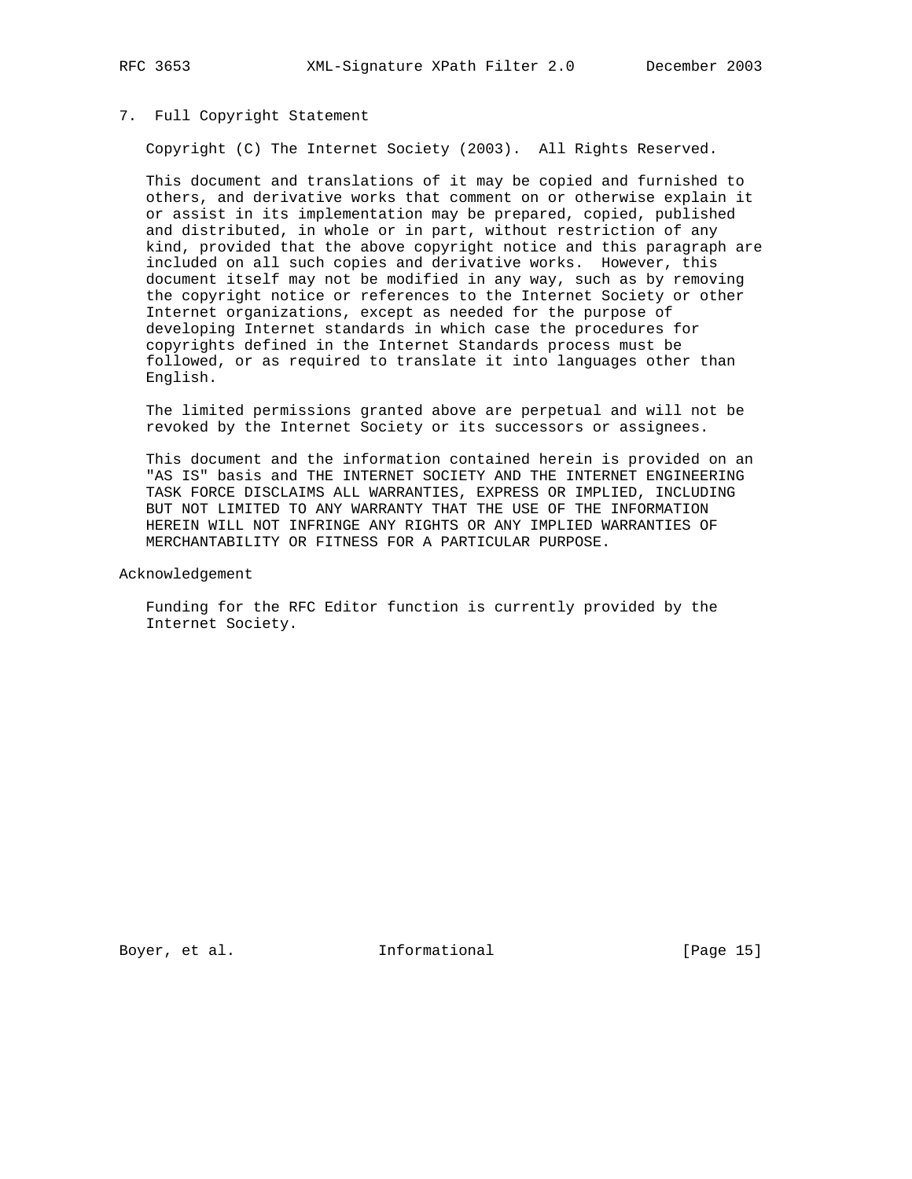## 7. Full Copyright Statement

Copyright (C) The Internet Society (2003). All Rights Reserved.

This document and translations of it may be copied and furnished to others, and derivative works that comment on or otherwise explain it or assist in its implementation may be prepared, copied, published and distributed, in whole or in part, without restriction of any kind, provided that the above copyright notice and this paragraph are included on all such copies and derivative works. However, this document itself may not be modified in any way, such as by removing the copyright notice or references to the Internet Society or other Internet organizations, except as needed for the purpose of developing Internet standards in which case the procedures for copyrights defined in the Internet Standards process must be followed, or as required to translate it into languages other than English.

The limited permissions granted above are perpetual and will not be revoked by the Internet Society or its successors or assignees.

This document and the information contained herein is provided on an "AS IS" basis and THE INTERNET SOCIETY AND THE INTERNET ENGINEERING TASK FORCE DISCLAIMS ALL WARRANTIES, EXPRESS OR IMPLIED, INCLUDING BUT NOT LIMITED TO ANY WARRANTY THAT THE USE OF THE INFORMATION HEREIN WILL NOT INFRINGE ANY RIGHTS OR ANY IMPLIED WARRANTIES OF MERCHANTABILITY OR FITNESS FOR A PARTICULAR PURPOSE.

## Acknowledgement

Funding for the RFC Editor function is currently provided by the Internet Society.